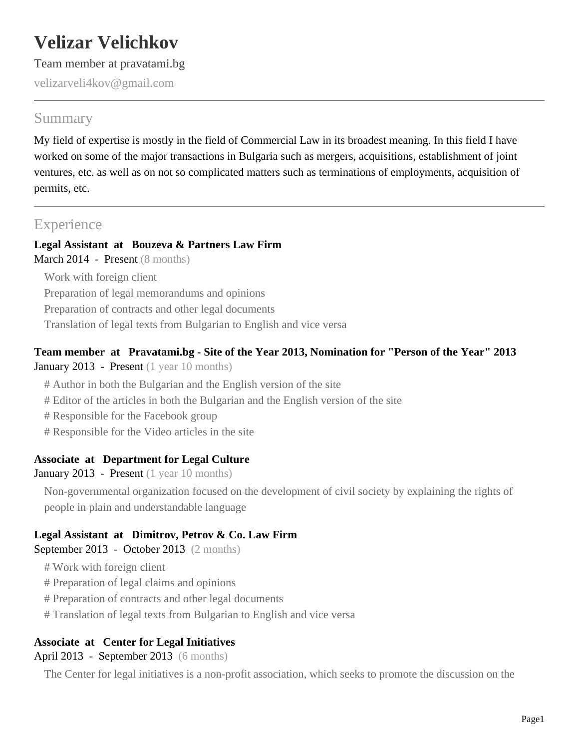# Velizar Velichkov

Team member at pravatami.bg

velizarveli4kov@gmail.com

## Summary

My field of expertise is mostly in the field of Commercial Law in its broadest meaning. In this field I have worked on some of the major transactions in Bulgaria such as mergers, acquisitions, establishment of joint ventures, etc. as well as on not so complicated matters such as terminations of employments, acquisition of permits, etc.

## Experience

**Legal Assistant at Bouzeva & Partners Law Firm**
March 2014 - Present (8 months)

Work with foreign client
Preparation of legal memorandums and opinions
Preparation of contracts and other legal documents
Translation of legal texts from Bulgarian to English and vice versa

**Team member at Pravatami.bg - Site of the Year 2013, Nomination for "Person of the Year" 2013**
January 2013 - Present (1 year 10 months)

# Author in both the Bulgarian and the English version of the site
# Editor of the articles in both the Bulgarian and the English version of the site
# Responsible for the Facebook group
# Responsible for the Video articles in the site

**Associate at Department for Legal Culture**
January 2013 - Present (1 year 10 months)

Non-governmental organization focused on the development of civil society by explaining the rights of people in plain and understandable language

**Legal Assistant at Dimitrov, Petrov & Co. Law Firm**
September 2013 - October 2013 (2 months)

# Work with foreign client
# Preparation of legal claims and opinions
# Preparation of contracts and other legal documents
# Translation of legal texts from Bulgarian to English and vice versa

**Associate at Center for Legal Initiatives**
April 2013 - September 2013 (6 months)

The Center for legal initiatives is a non-profit association, which seeks to promote the discussion on the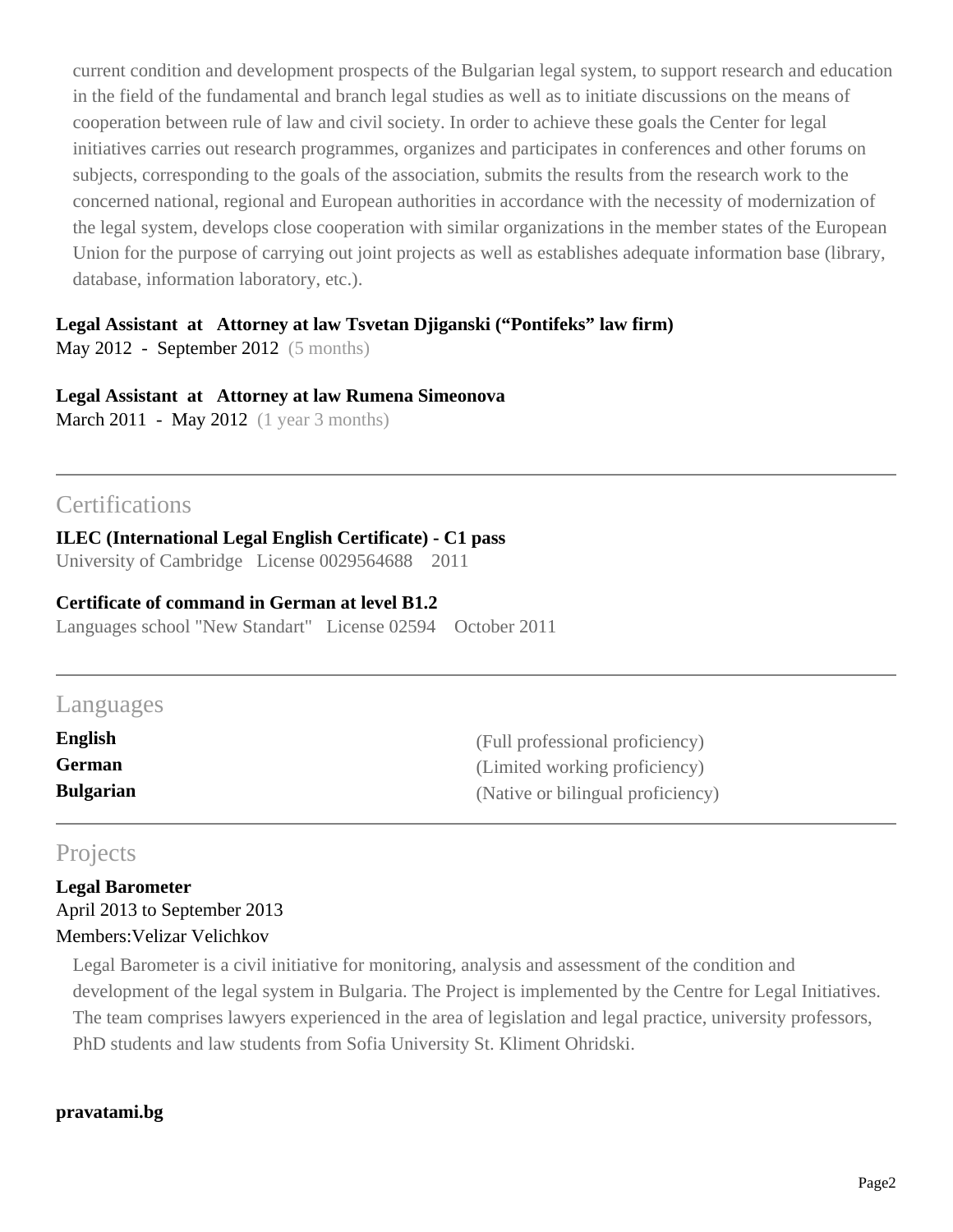current condition and development prospects of the Bulgarian legal system, to support research and education in the field of the fundamental and branch legal studies as well as to initiate discussions on the means of cooperation between rule of law and civil society. In order to achieve these goals the Center for legal initiatives carries out research programmes, organizes and participates in conferences and other forums on subjects, corresponding to the goals of the association, submits the results from the research work to the concerned national, regional and European authorities in accordance with the necessity of modernization of the legal system, develops close cooperation with similar organizations in the member states of the European Union for the purpose of carrying out joint projects as well as establishes adequate information base (library, database, information laboratory, etc.).

**Legal Assistant at Attorney at law Tsvetan Djiganski ("Pontifeks" law firm)**
May 2012 - September 2012 (5 months)

**Legal Assistant at Attorney at law Rumena Simeonova**
March 2011 - May 2012 (1 year 3 months)

## Certifications

**ILEC (International Legal English Certificate) - C1 pass**
University of Cambridge License 0029564688 2011

**Certificate of command in German at level B1.2**
Languages school "New Standart" License 02594 October 2011

## Languages

| | |
|---|---|
| **English** | (Full professional proficiency) |
| **German** | (Limited working proficiency) |
| **Bulgarian** | (Native or bilingual proficiency) |

## Projects

**Legal Barometer**
April 2013 to September 2013
Members:Velizar Velichkov

Legal Barometer is a civil initiative for monitoring, analysis and assessment of the condition and development of the legal system in Bulgaria. The Project is implemented by the Centre for Legal Initiatives. The team comprises lawyers experienced in the area of legislation and legal practice, university professors, PhD students and law students from Sofia University St. Kliment Ohridski.

**pravatami.bg**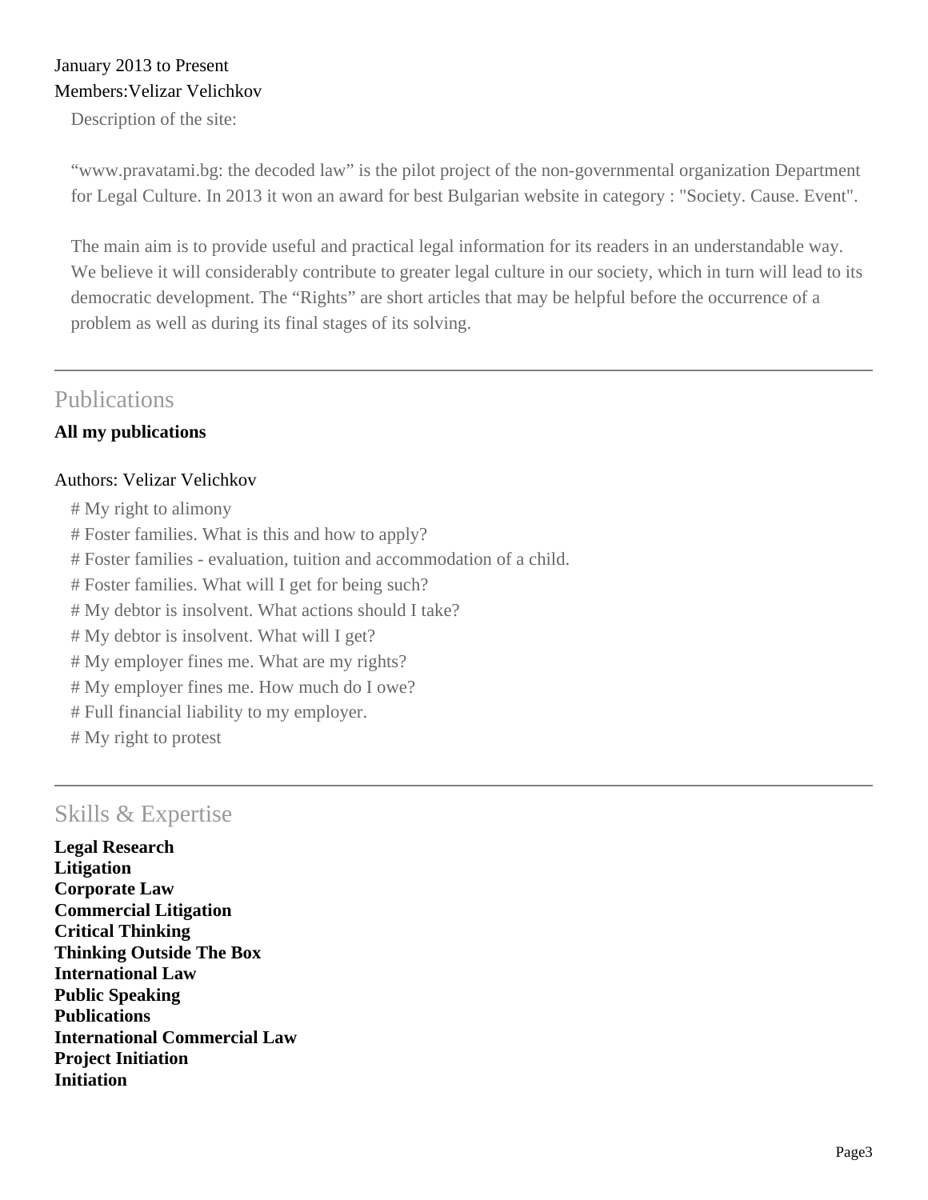January 2013 to Present
Members:Velizar Velichkov

Description of the site:

“www.pravatami.bg: the decoded law” is the pilot project of the non-governmental organization Department for Legal Culture. In 2013 it won an award for best Bulgarian website in category : "Society. Cause. Event".

The main aim is to provide useful and practical legal information for its readers in an understandable way. We believe it will considerably contribute to greater legal culture in our society, which in turn will lead to its democratic development. The “Rights” are short articles that may be helpful before the occurrence of a problem as well as during its final stages of its solving.

---

## Publications

**All my publications**

Authors: Velizar Velichkov

# My right to alimony
# Foster families. What is this and how to apply?
# Foster families - evaluation, tuition and accommodation of a child.
# Foster families. What will I get for being such?
# My debtor is insolvent. What actions should I take?
# My debtor is insolvent. What will I get?
# My employer fines me. What are my rights?
# My employer fines me. How much do I owe?
# Full financial liability to my employer.
# My right to protest

---

## Skills & Expertise

**Legal Research**
**Litigation**
**Corporate Law**
**Commercial Litigation**
**Critical Thinking**
**Thinking Outside The Box**
**International Law**
**Public Speaking**
**Publications**
**International Commercial Law**
**Project Initiation**
**Initiation**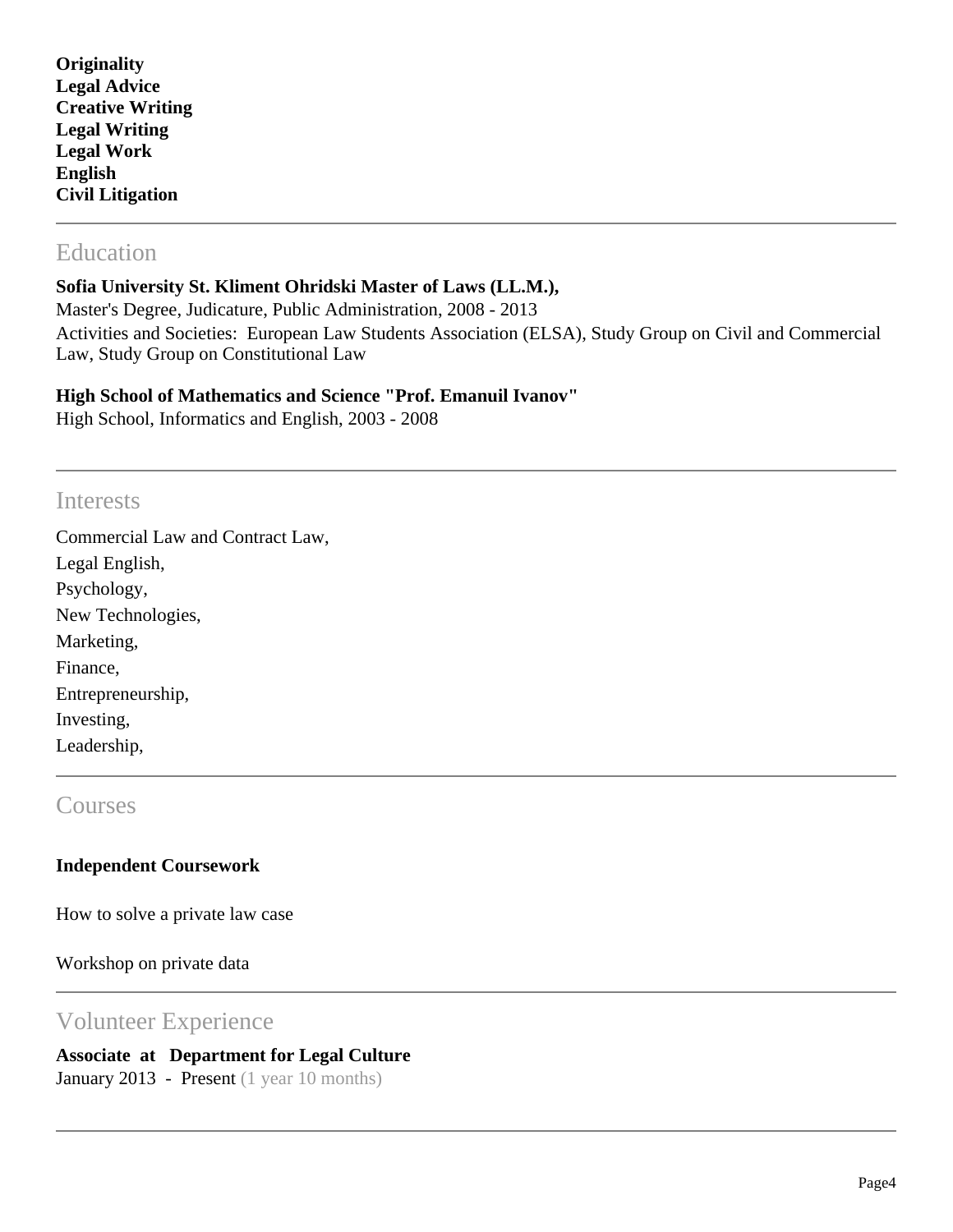**Originality**
**Legal Advice**
**Creative Writing**
**Legal Writing**
**Legal Work**
**English**
**Civil Litigation**

---

## Education

**Sofia University St. Kliment Ohridski Master of Laws (LL.M.),**
Master's Degree, Judicature, Public Administration, 2008 - 2013
Activities and Societies: European Law Students Association (ELSA), Study Group on Civil and Commercial Law, Study Group on Constitutional Law

**High School of Mathematics and Science "Prof. Emanuil Ivanov"**
High School, Informatics and English, 2003 - 2008

---

## Interests

Commercial Law and Contract Law,
Legal English,
Psychology,
New Technologies,
Marketing,
Finance,
Entrepreneurship,
Investing,
Leadership,

---

## Courses

**Independent Coursework**

How to solve a private law case

Workshop on private data

---

## Volunteer Experience

**Associate at Department for Legal Culture**
January 2013 - Present (1 year 10 months)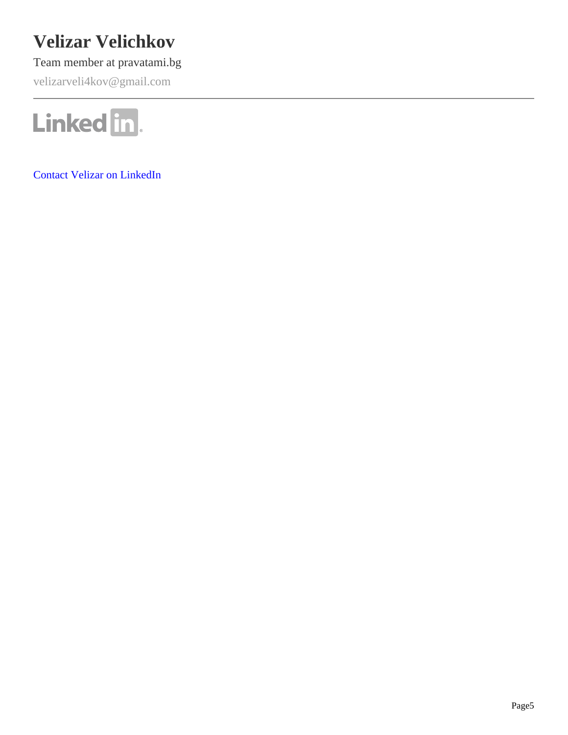# Velizar Velichkov

Team member at pravatami.bg

velizarveli4kov@gmail.com

---

Contact Velizar on LinkedIn